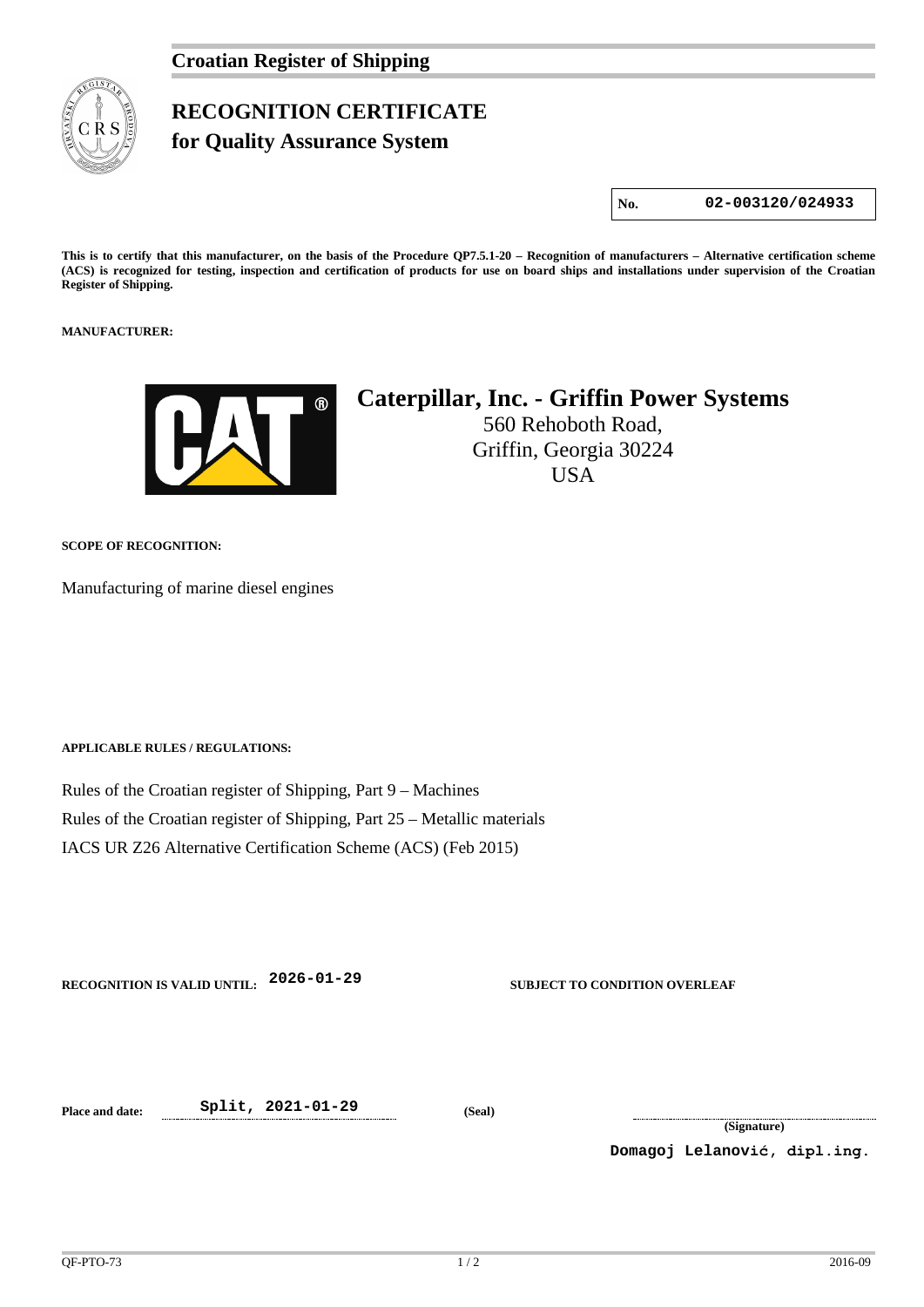**Croatian Register of Shipping**

# RECOGNITION CERTIFICATE
## for Quality Assurance System

| No. | 02-003120/024933 |
|---|---|

**This is to certify that this manufacturer, on the basis of the Procedure QP7.5.1-20 – Recognition of manufacturers – Alternative certification scheme (ACS) is recognized for testing, inspection and certification of products for use on board ships and installations under supervision of the Croatian Register of Shipping.**

**MANUFACTURER:**

**Caterpillar, Inc. - Griffin Power Systems**
560 Rehoboth Road,
Griffin, Georgia 30224
USA

**SCOPE OF RECOGNITION:**

Manufacturing of marine diesel engines

**APPLICABLE RULES / REGULATIONS:**

Rules of the Croatian register of Shipping, Part 9 – Machines
Rules of the Croatian register of Shipping, Part 25 – Metallic materials
IACS UR Z26 Alternative Certification Scheme (ACS) (Feb 2015)

**RECOGNITION IS VALID UNTIL:** 2026-01-29 **SUBJECT TO CONDITION OVERLEAF**

**Place and date:** Split, 2021-01-29 **(Seal)**

**(Signature)**
Domagoj Lelanović, dipl.ing.

QF-PTO-73 2016-09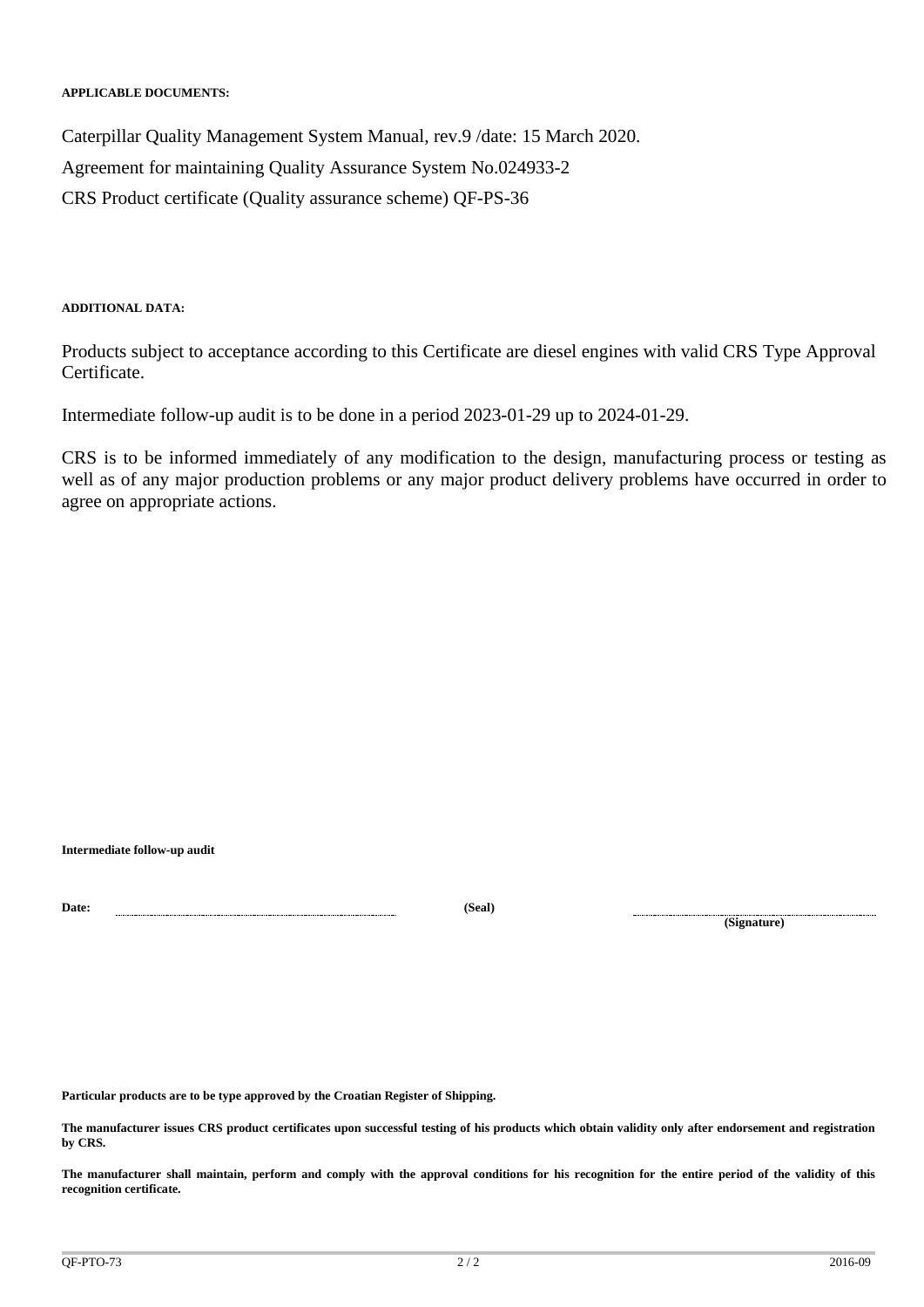**APPLICABLE DOCUMENTS:**

Caterpillar Quality Management System Manual, rev.9 /date: 15 March 2020.

Agreement for maintaining Quality Assurance System No.024933-2

CRS Product certificate (Quality assurance scheme) QF-PS-36

**ADDITIONAL DATA:**

Products subject to acceptance according to this Certificate are diesel engines with valid CRS Type Approval Certificate.

Intermediate follow-up audit is to be done in a period 2023-01-29 up to 2024-01-29.

CRS is to be informed immediately of any modification to the design, manufacturing process or testing as well as of any major production problems or any major product delivery problems have occurred in order to agree on appropriate actions.

**Intermediate follow-up audit**

**Date:** ............................................ **(Seal)** ............................................ **(Signature)**

**Particular products are to be type approved by the Croatian Register of Shipping.**

**The manufacturer issues CRS product certificates upon successful testing of his products which obtain validity only after endorsement and registration by CRS.**

**The manufacturer shall maintain, perform and comply with the approval conditions for his recognition for the entire period of the validity of this recognition certificate.**